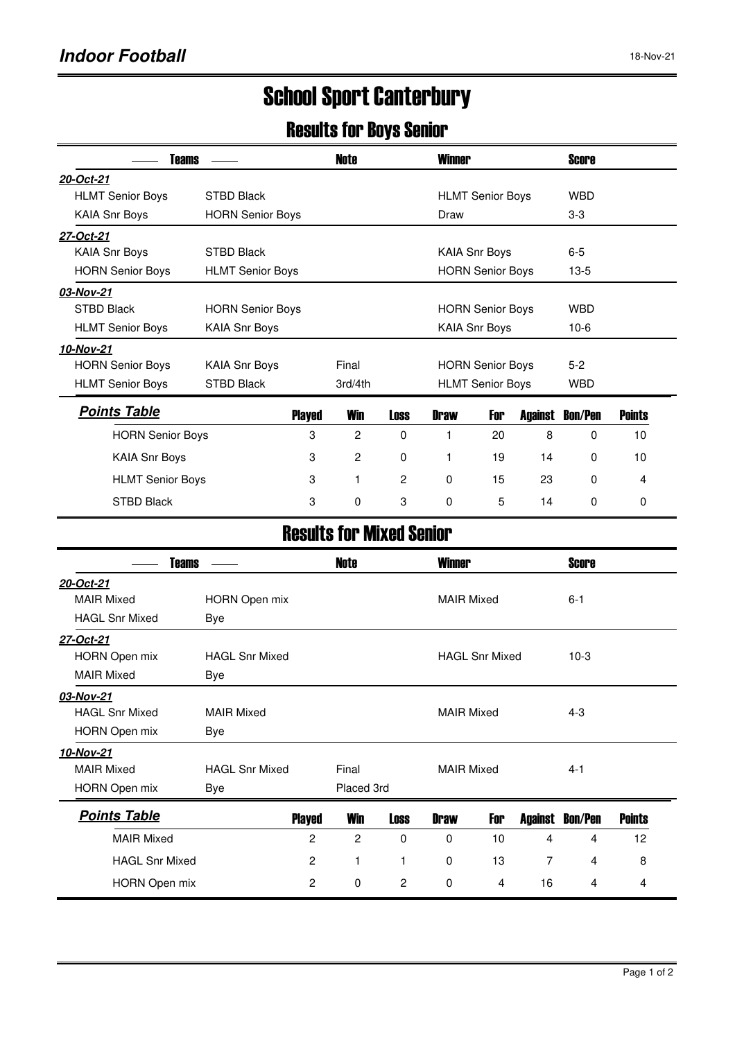## Indoor Football

18-Nov-21

# School Sport Canterbury

## Results for Boys Senior

| Teams | | Note | Winner | Score |
|---|---|---|---|---|
| ***20-Oct-21*** | | | | |
| HLMT Senior Boys | STBD Black | | HLMT Senior Boys | WBD |
| KAIA Snr Boys | HORN Senior Boys | | Draw | 3-3 |
| ***27-Oct-21*** | | | | |
| KAIA Snr Boys | STBD Black | | KAIA Snr Boys | 6-5 |
| HORN Senior Boys | HLMT Senior Boys | | HORN Senior Boys | 13-5 |
| ***03-Nov-21*** | | | | |
| STBD Black | HORN Senior Boys | | HORN Senior Boys | WBD |
| HLMT Senior Boys | KAIA Snr Boys | | KAIA Snr Boys | 10-6 |
| ***10-Nov-21*** | | | | |
| HORN Senior Boys | KAIA Snr Boys | Final | HORN Senior Boys | 5-2 |
| HLMT Senior Boys | STBD Black | 3rd/4th | HLMT Senior Boys | WBD |

| ***Points Table*** | Played | Win | Loss | Draw | For | Against | Bon/Pen | Points |
|---|---|---|---|---|---|---|---|---|
| HORN Senior Boys | 3 | 2 | 0 | 1 | 20 | 8 | 0 | 10 |
| KAIA Snr Boys | 3 | 2 | 0 | 1 | 19 | 14 | 0 | 10 |
| HLMT Senior Boys | 3 | 1 | 2 | 0 | 15 | 23 | 0 | 4 |
| STBD Black | 3 | 0 | 3 | 0 | 5 | 14 | 0 | 0 |

## Results for Mixed Senior

| Teams | | Note | Winner | Score |
|---|---|---|---|---|
| ***20-Oct-21*** | | | | |
| MAIR Mixed | HORN Open mix | | MAIR Mixed | 6-1 |
| HAGL Snr Mixed | Bye | | | |
| ***27-Oct-21*** | | | | |
| HORN Open mix | HAGL Snr Mixed | | HAGL Snr Mixed | 10-3 |
| MAIR Mixed | Bye | | | |
| ***03-Nov-21*** | | | | |
| HAGL Snr Mixed | MAIR Mixed | | MAIR Mixed | 4-3 |
| HORN Open mix | Bye | | | |
| ***10-Nov-21*** | | | | |
| MAIR Mixed | HAGL Snr Mixed | Final | MAIR Mixed | 4-1 |
| HORN Open mix | Bye | Placed 3rd | | |

| ***Points Table*** | Played | Win | Loss | Draw | For | Against | Bon/Pen | Points |
|---|---|---|---|---|---|---|---|---|
| MAIR Mixed | 2 | 2 | 0 | 0 | 10 | 4 | 4 | 12 |
| HAGL Snr Mixed | 2 | 1 | 1 | 0 | 13 | 7 | 4 | 8 |
| HORN Open mix | 2 | 0 | 2 | 0 | 4 | 16 | 4 | 4 |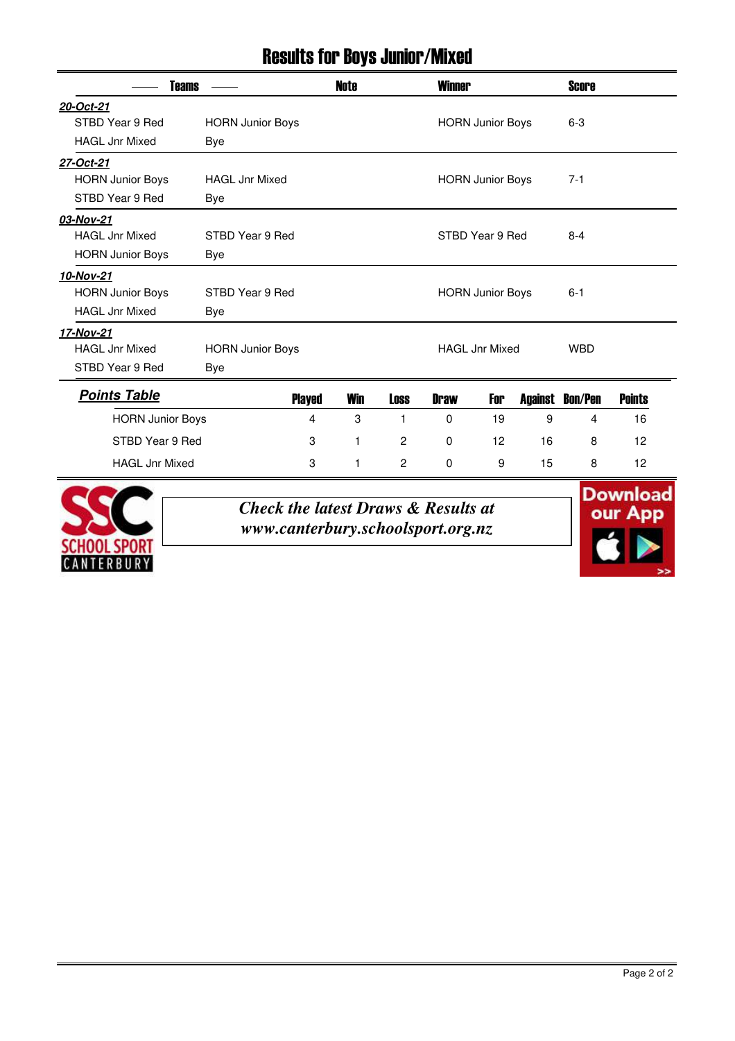# Results for Boys Junior/Mixed

| Teams | | Note | Winner | Score |
|---|---|---|---|---|
| ***20-Oct-21*** | | | | |
| STBD Year 9 Red | HORN Junior Boys | | HORN Junior Boys | 6-3 |
| HAGL Jnr Mixed | Bye | | | |
| ***27-Oct-21*** | | | | |
| HORN Junior Boys | HAGL Jnr Mixed | | HORN Junior Boys | 7-1 |
| STBD Year 9 Red | Bye | | | |
| ***03-Nov-21*** | | | | |
| HAGL Jnr Mixed | STBD Year 9 Red | | STBD Year 9 Red | 8-4 |
| HORN Junior Boys | Bye | | | |
| ***10-Nov-21*** | | | | |
| HORN Junior Boys | STBD Year 9 Red | | HORN Junior Boys | 6-1 |
| HAGL Jnr Mixed | Bye | | | |
| ***17-Nov-21*** | | | | |
| HAGL Jnr Mixed | HORN Junior Boys | | HAGL Jnr Mixed | WBD |
| STBD Year 9 Red | Bye | | | |

## Points Table

| | Played | Win | Loss | Draw | For | Against | Bon/Pen | Points |
|---|---|---|---|---|---|---|---|---|
| HORN Junior Boys | 4 | 3 | 1 | 0 | 19 | 9 | 4 | 16 |
| STBD Year 9 Red | 3 | 1 | 2 | 0 | 12 | 16 | 8 | 12 |
| HAGL Jnr Mixed | 3 | 1 | 2 | 0 | 9 | 15 | 8 | 12 |

SSC SCHOOL SPORT CANTERBURY

*Check the latest Draws & Results at www.canterbury.schoolsport.org.nz*

Download our App